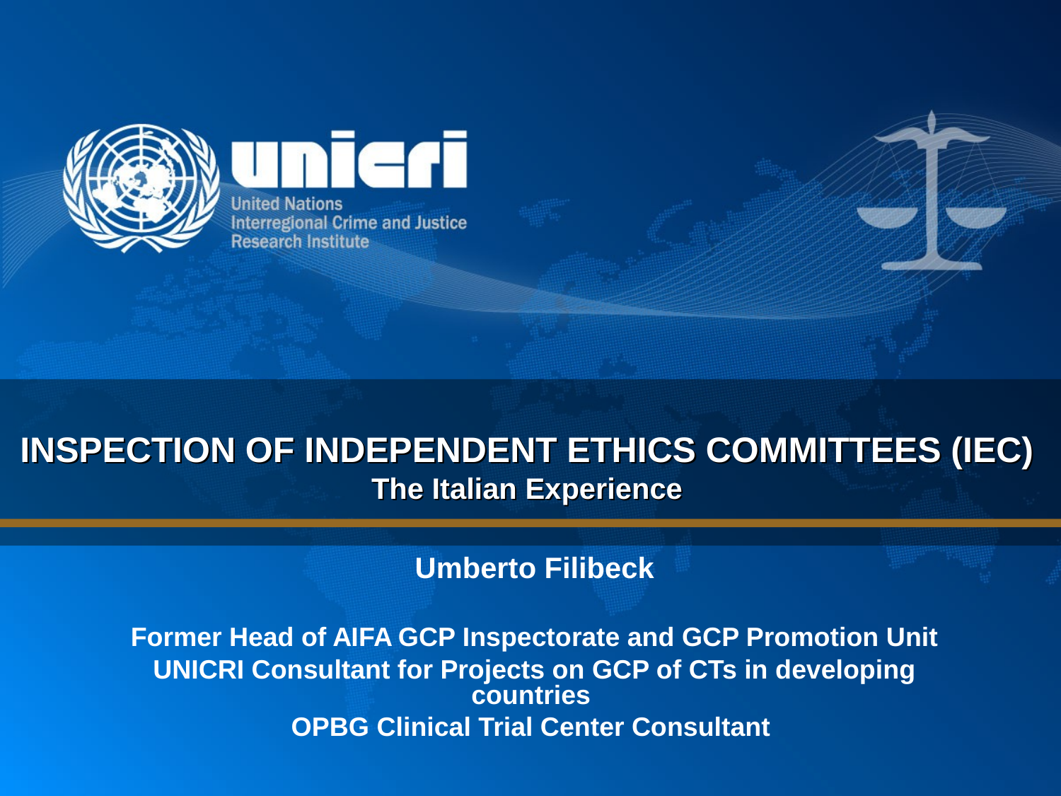unicri

United Nations
Interregional Crime and Justice
Research Institute

# INSPECTION OF INDEPENDENT ETHICS COMMITTEES (IEC)

## The Italian Experience

**Umberto Filibeck**

**Former Head of AIFA GCP Inspectorate and GCP Promotion Unit**
**UNICRI Consultant for Projects on GCP of CTs in developing countries**
**OPBG Clinical Trial Center Consultant**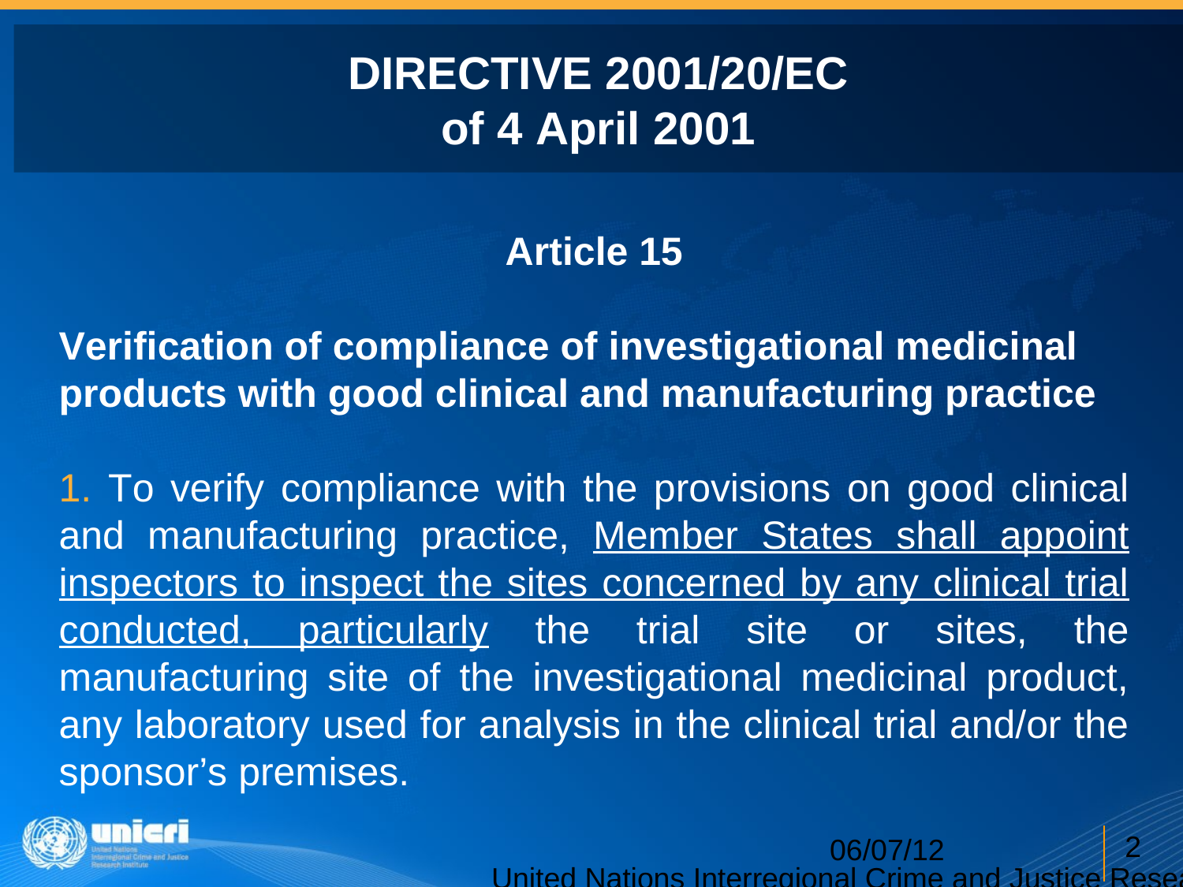# DIRECTIVE 2001/20/EC of 4 April 2001

## Article 15

**Verification of compliance of investigational medicinal products with good clinical and manufacturing practice**

1. To verify compliance with the provisions on good clinical and manufacturing practice, Member States shall appoint inspectors to inspect the sites concerned by any clinical trial conducted, particularly the trial site or sites, the manufacturing site of the investigational medicinal product, any laboratory used for analysis in the clinical trial and/or the sponsor's premises.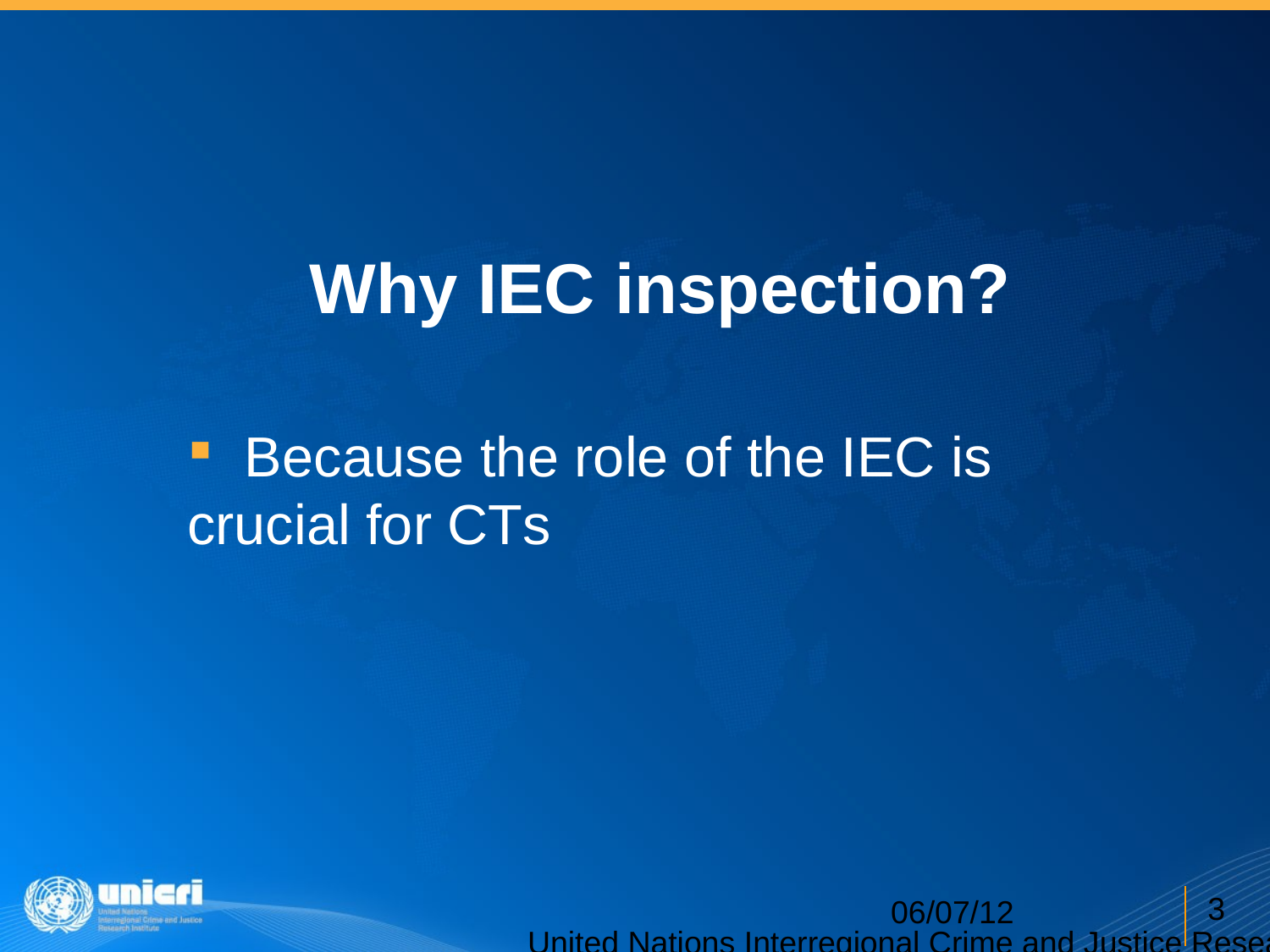# Why IEC inspection?

- Because the role of the IEC is crucial for CTs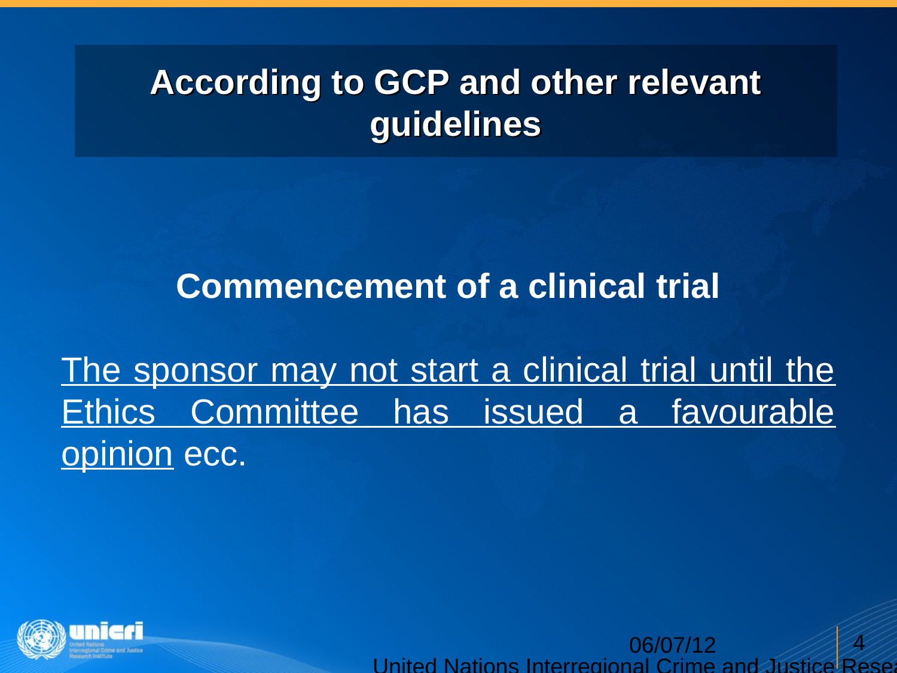## According to GCP and other relevant guidelines

### Commencement of a clinical trial

The sponsor may not start a clinical trial until the Ethics Committee has issued a favourable opinion ecc.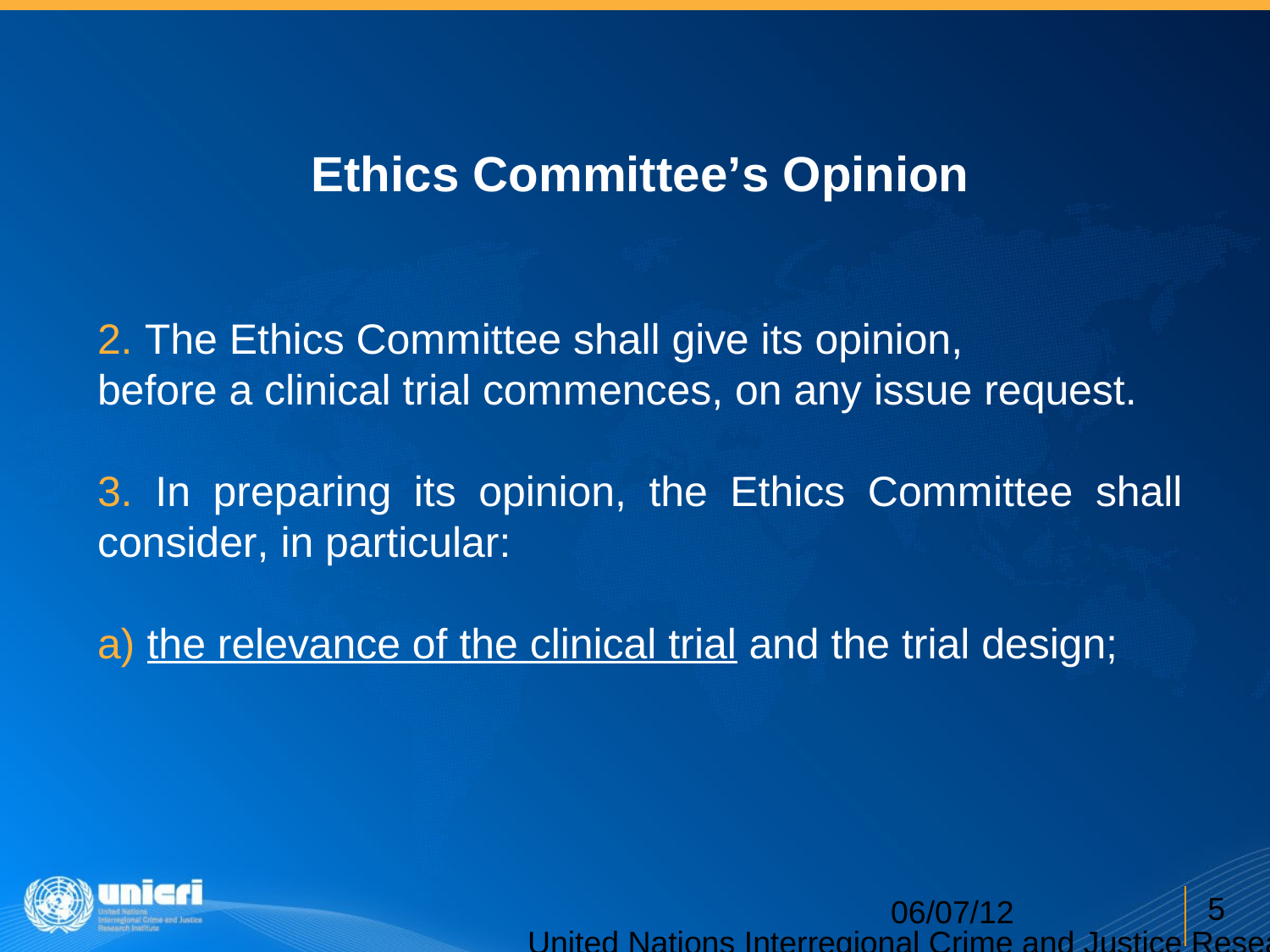## Ethics Committee's Opinion

2. The Ethics Committee shall give its opinion, before a clinical trial commences, on any issue request.

3. In preparing its opinion, the Ethics Committee shall consider, in particular:

a) <u>the relevance of the clinical trial</u> and the trial design;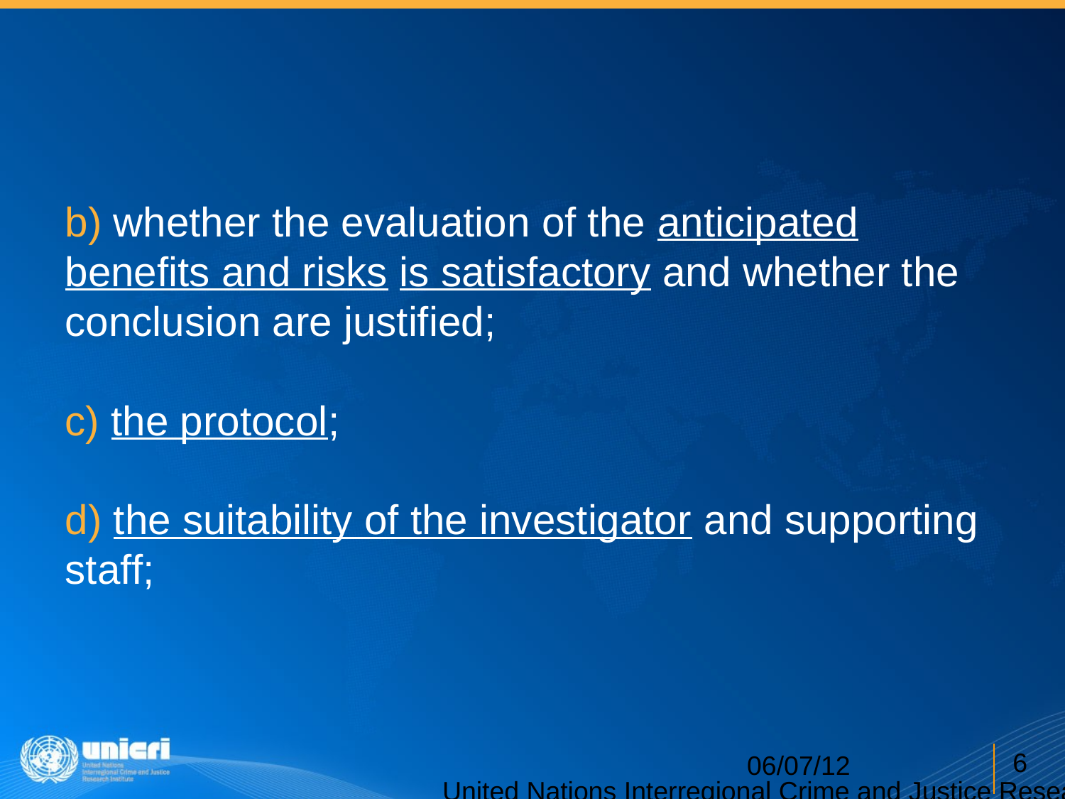b) whether the evaluation of the <u>anticipated benefits and risks</u> <u>is satisfactory</u> and whether the conclusion are justified;

c) <u>the protocol</u>;

d) <u>the suitability of the investigator</u> and supporting staff;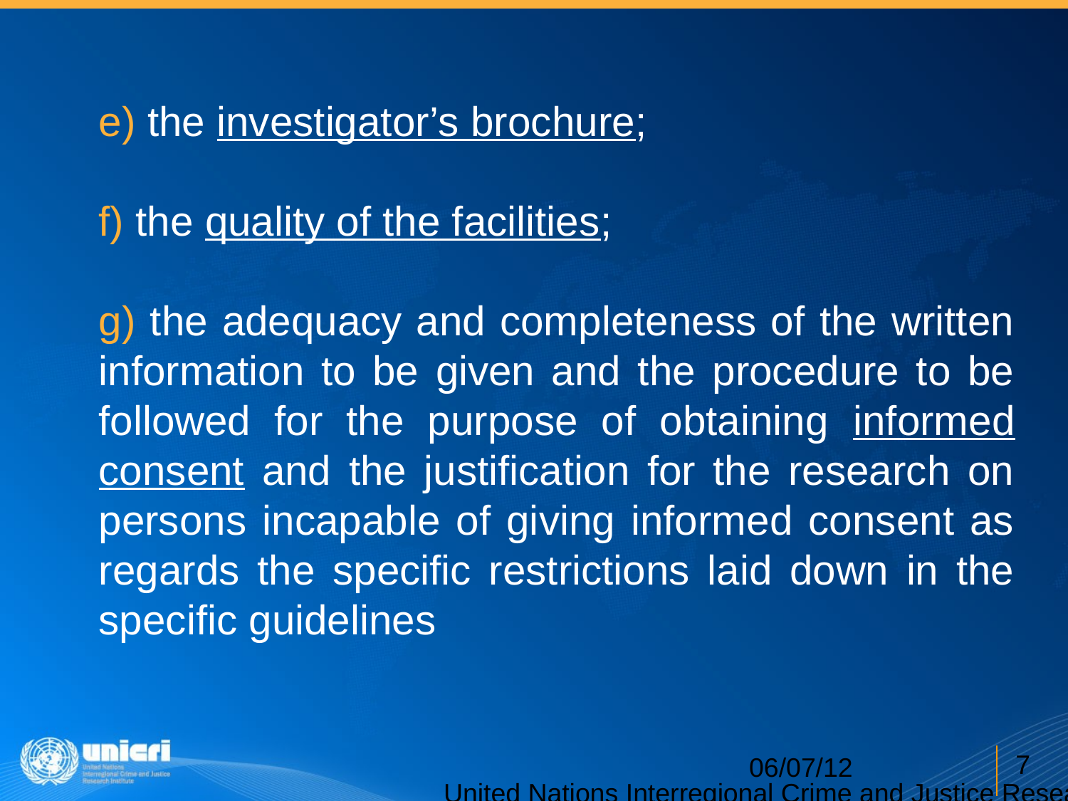e) the investigator's brochure;

f) the quality of the facilities;

g) the adequacy and completeness of the written information to be given and the procedure to be followed for the purpose of obtaining informed consent and the justification for the research on persons incapable of giving informed consent as regards the specific restrictions laid down in the specific guidelines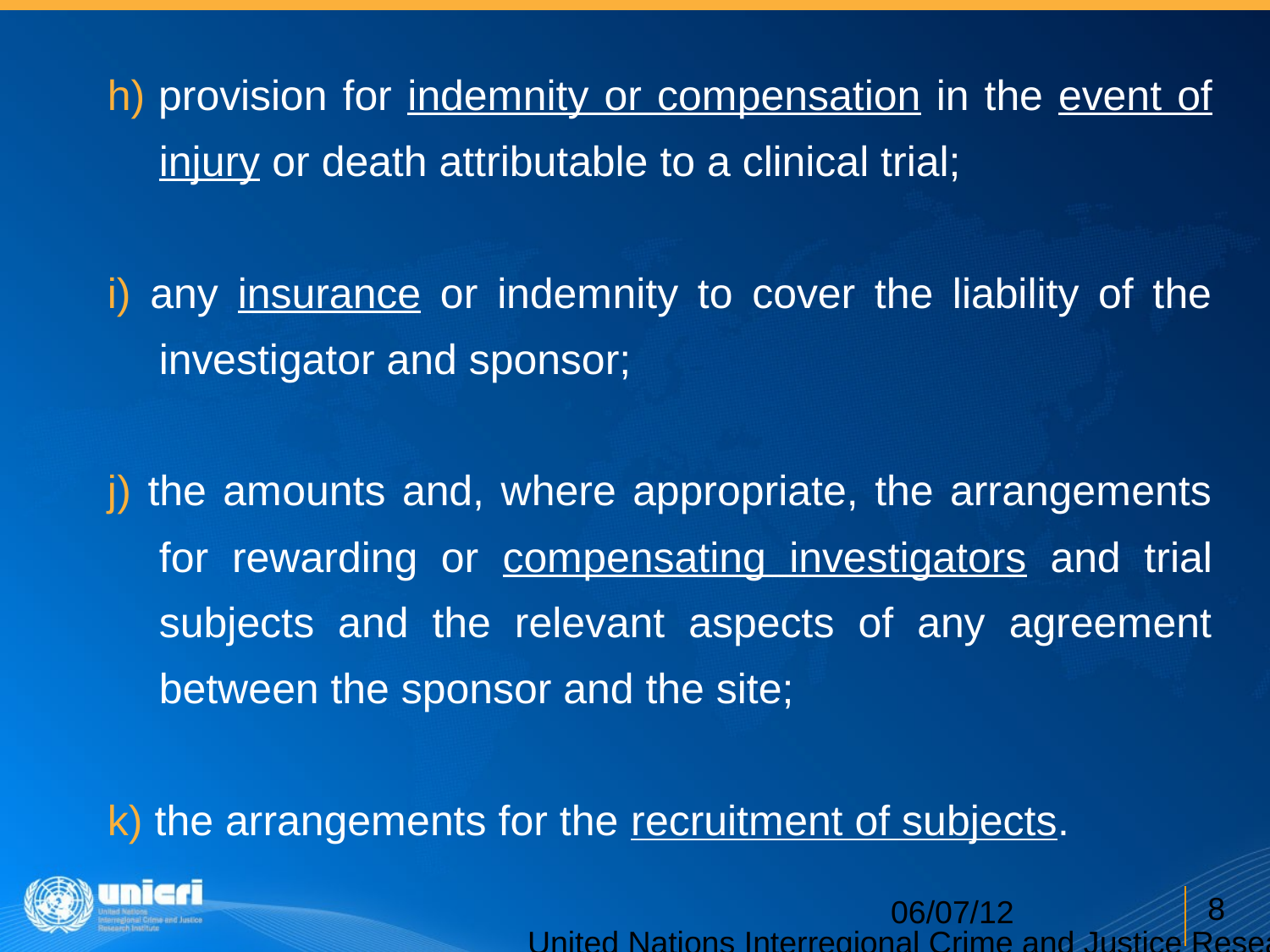h) provision for indemnity or compensation in the event of injury or death attributable to a clinical trial;

i) any insurance or indemnity to cover the liability of the investigator and sponsor;

j) the amounts and, where appropriate, the arrangements for rewarding or compensating investigators and trial subjects and the relevant aspects of any agreement between the sponsor and the site;

k) the arrangements for the recruitment of subjects.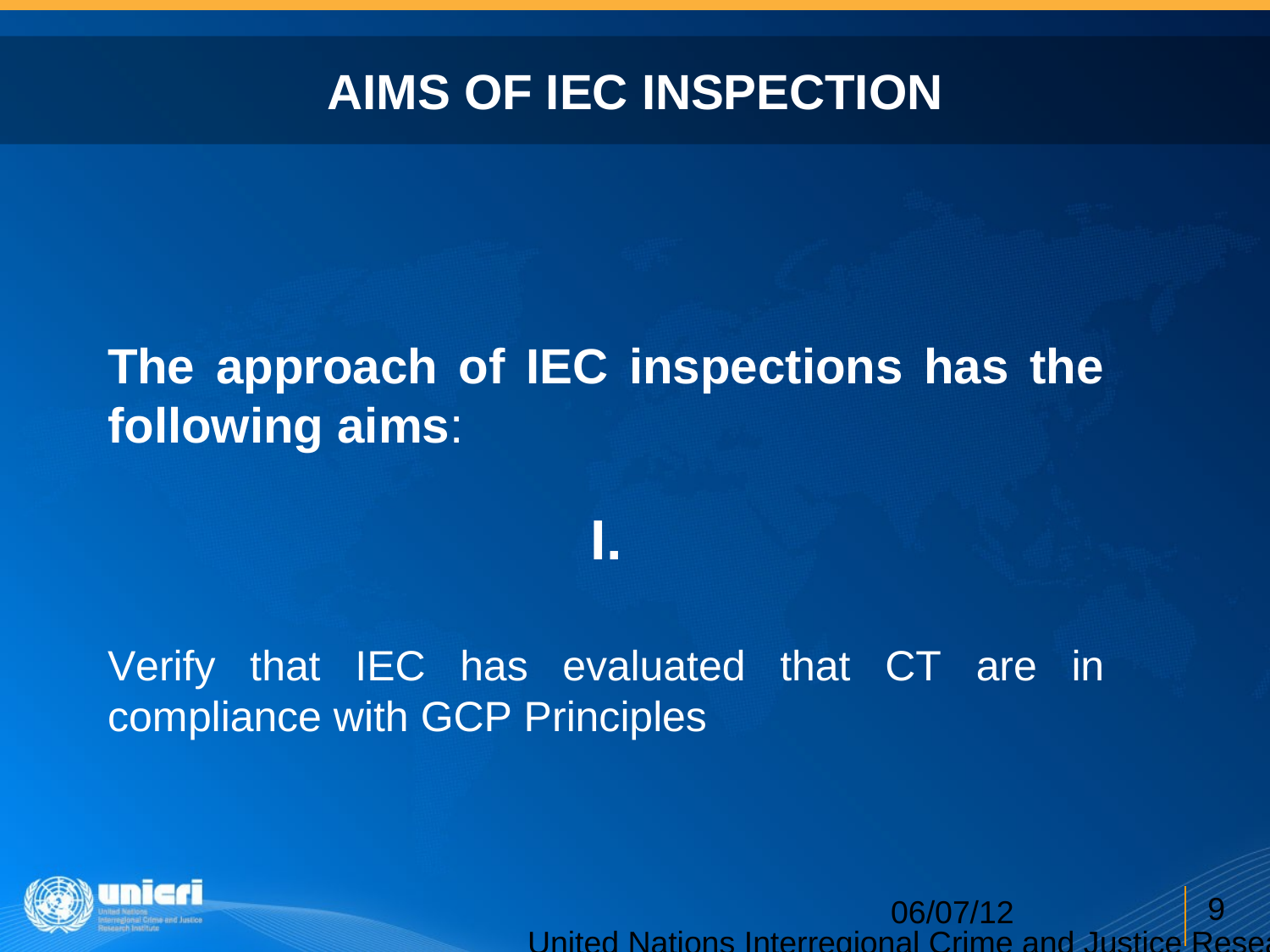# AIMS OF IEC INSPECTION

**The approach of IEC inspections has the following aims**:

**I.**

Verify that IEC has evaluated that CT are in compliance with GCP Principles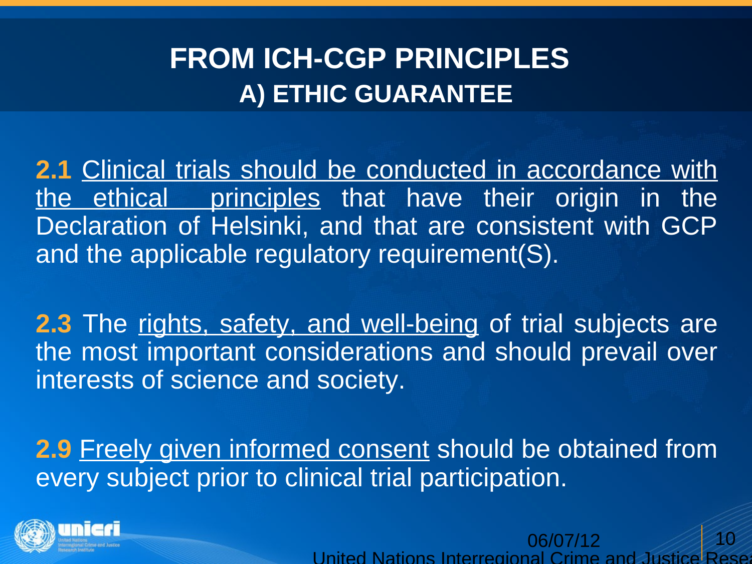# FROM ICH-CGP PRINCIPLES
## A) ETHIC GUARANTEE

**2.1** Clinical trials should be conducted in accordance with the ethical principles that have their origin in the Declaration of Helsinki, and that are consistent with GCP and the applicable regulatory requirement(S).

**2.3** The rights, safety, and well-being of trial subjects are the most important considerations and should prevail over interests of science and society.

**2.9** Freely given informed consent should be obtained from every subject prior to clinical trial participation.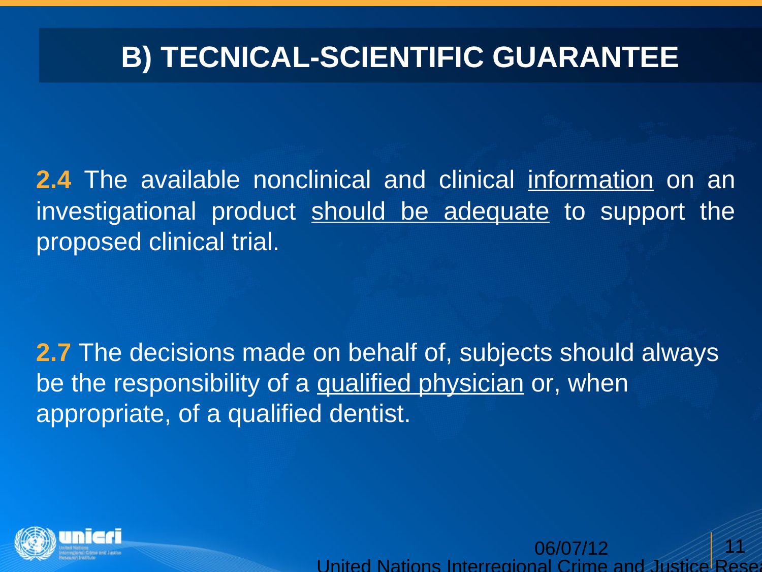# B) TECNICAL-SCIENTIFIC GUARANTEE

**2.4** The available nonclinical and clinical information on an investigational product should be adequate to support the proposed clinical trial.

**2.7** The decisions made on behalf of, subjects should always be the responsibility of a qualified physician or, when appropriate, of a qualified dentist.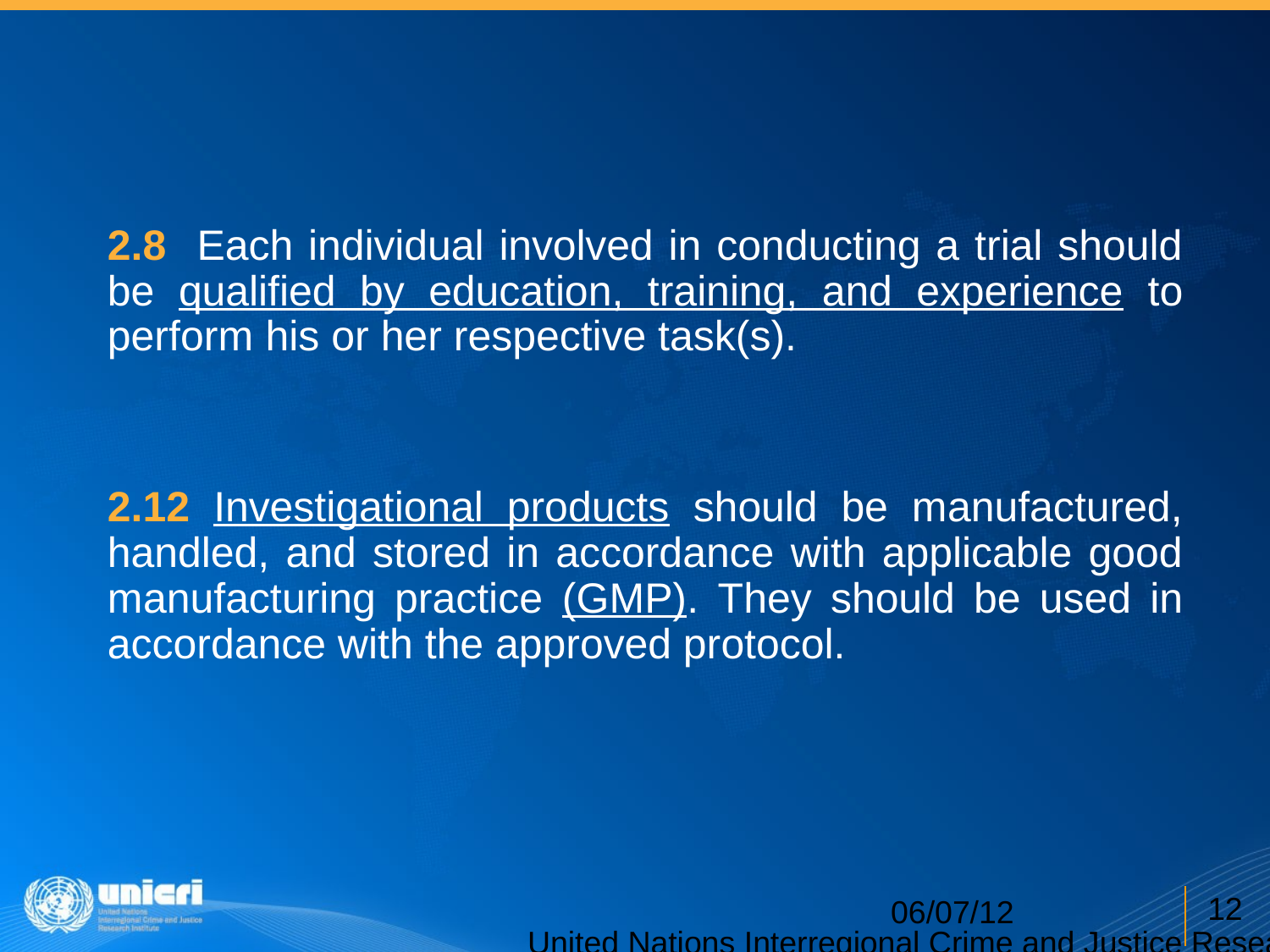**2.8** Each individual involved in conducting a trial should be qualified by education, training, and experience to perform his or her respective task(s).

**2.12** Investigational products should be manufactured, handled, and stored in accordance with applicable good manufacturing practice (GMP). They should be used in accordance with the approved protocol.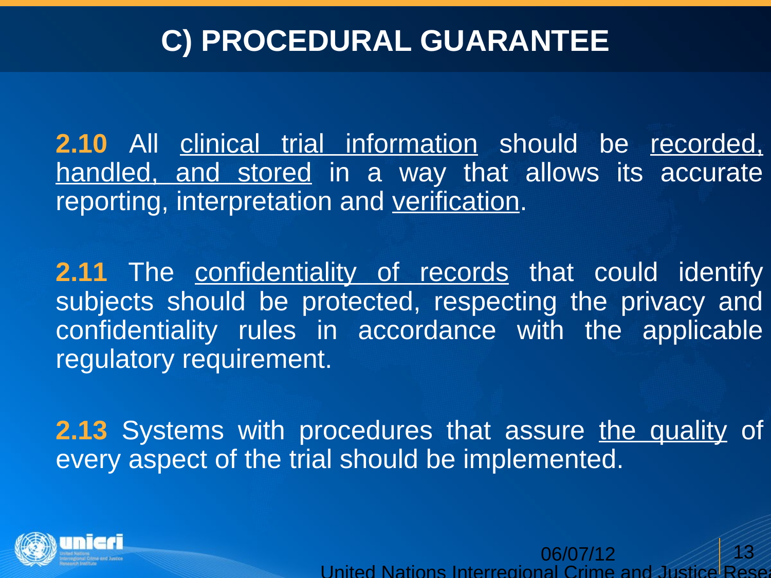# C) PROCEDURAL GUARANTEE

**2.10** All clinical trial information should be recorded, handled, and stored in a way that allows its accurate reporting, interpretation and verification.

**2.11** The confidentiality of records that could identify subjects should be protected, respecting the privacy and confidentiality rules in accordance with the applicable regulatory requirement.

**2.13** Systems with procedures that assure the quality of every aspect of the trial should be implemented.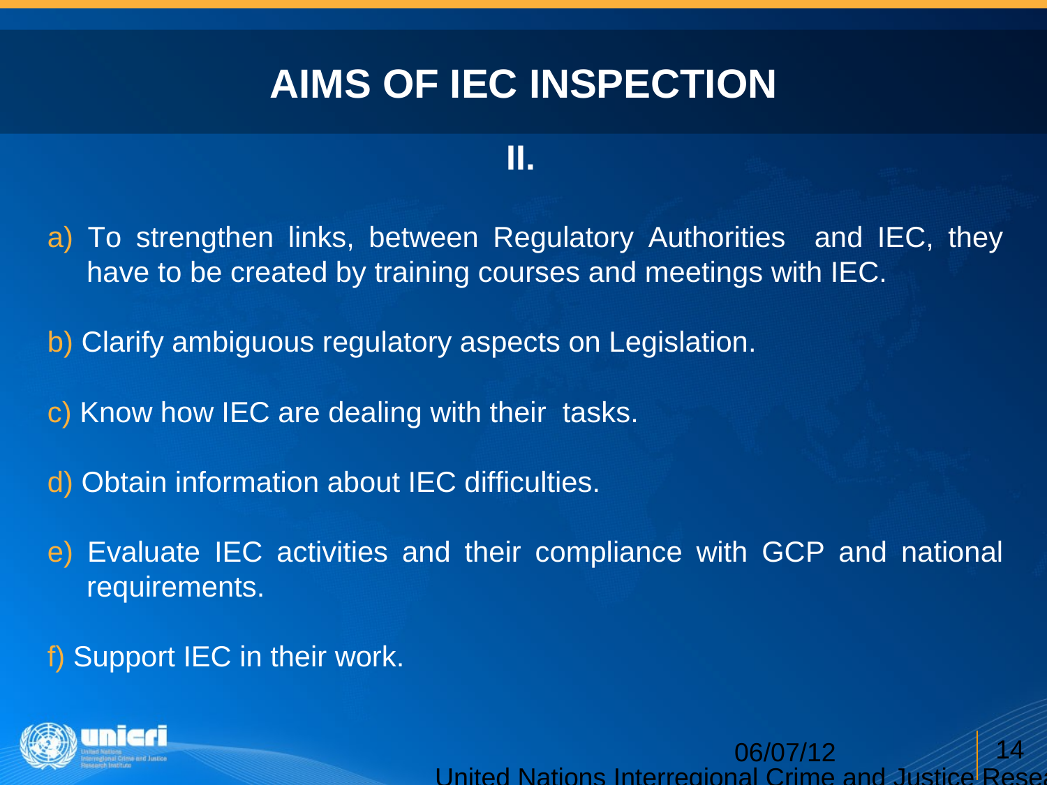# AIMS OF IEC INSPECTION

## II.

a) To strengthen links, between Regulatory Authorities and IEC, they have to be created by training courses and meetings with IEC.

b) Clarify ambiguous regulatory aspects on Legislation.

c) Know how IEC are dealing with their tasks.

d) Obtain information about IEC difficulties.

e) Evaluate IEC activities and their compliance with GCP and national requirements.

f) Support IEC in their work.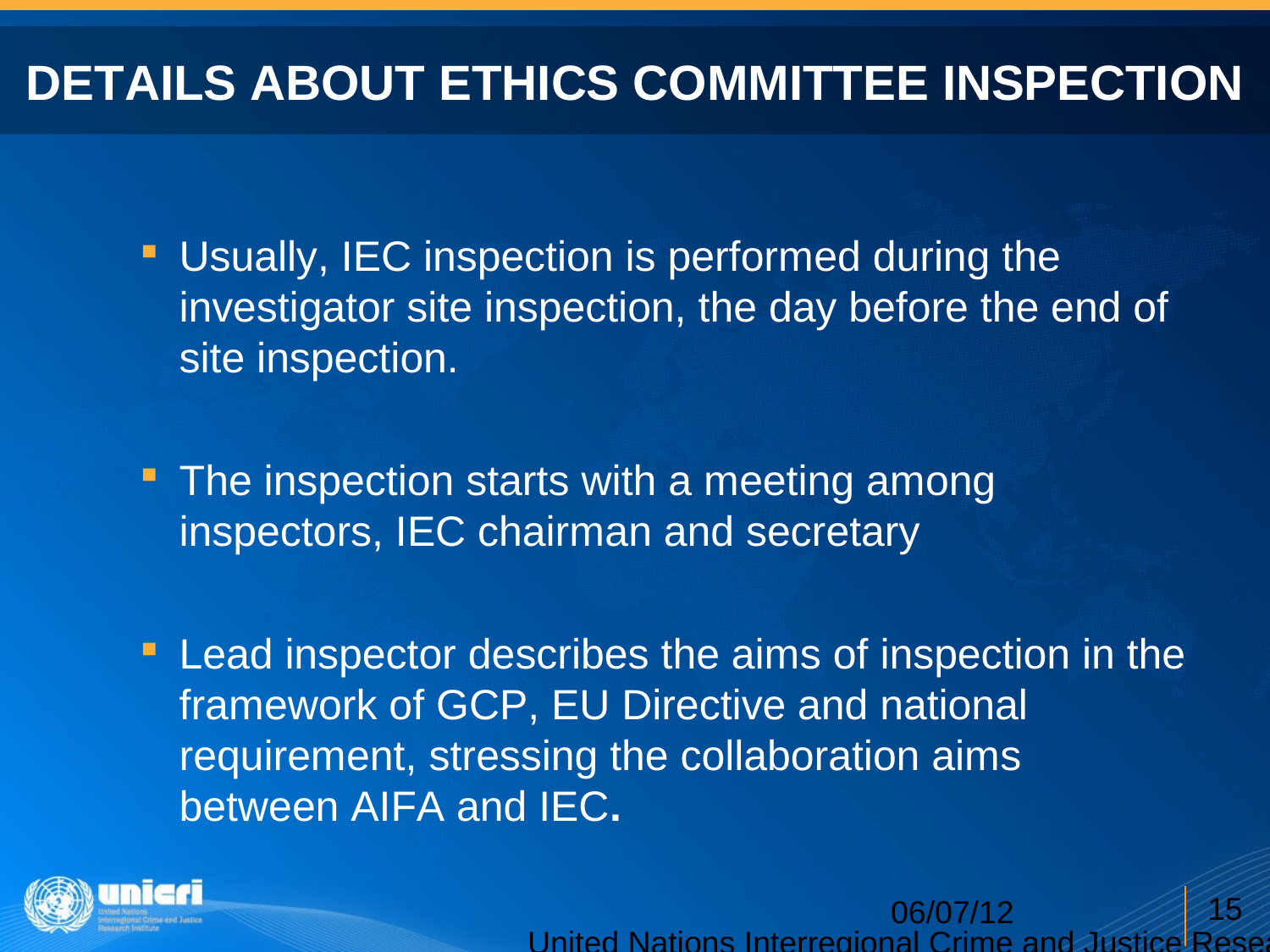# DETAILS ABOUT ETHICS COMMITTEE INSPECTION

- Usually, IEC inspection is performed during the investigator site inspection, the day before the end of site inspection.
- The inspection starts with a meeting among inspectors, IEC chairman and secretary
- Lead inspector describes the aims of inspection in the framework of GCP, EU Directive and national requirement, stressing the collaboration aims between AIFA and IEC**.**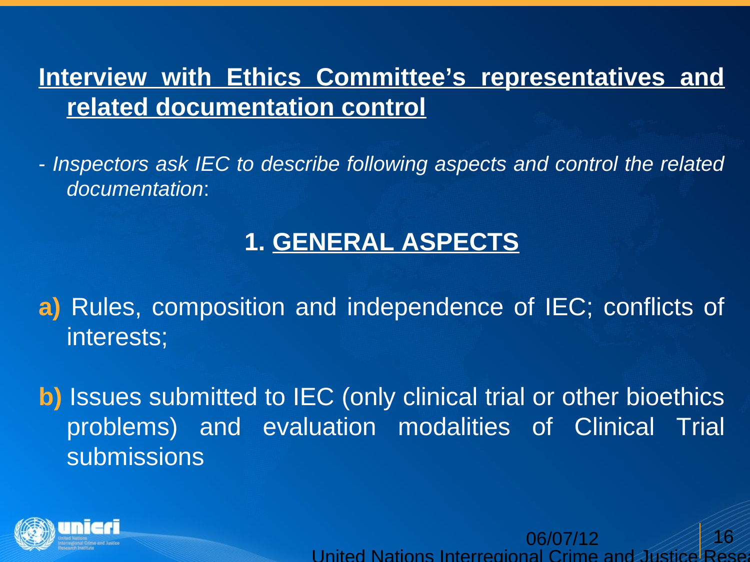## Interview with Ethics Committee's representatives and related documentation control

- *Inspectors ask IEC to describe following aspects and control the related documentation*:

### 1. GENERAL ASPECTS

**a)** Rules, composition and independence of IEC; conflicts of interests;

**b)** Issues submitted to IEC (only clinical trial or other bioethics problems) and evaluation modalities of Clinical Trial submissions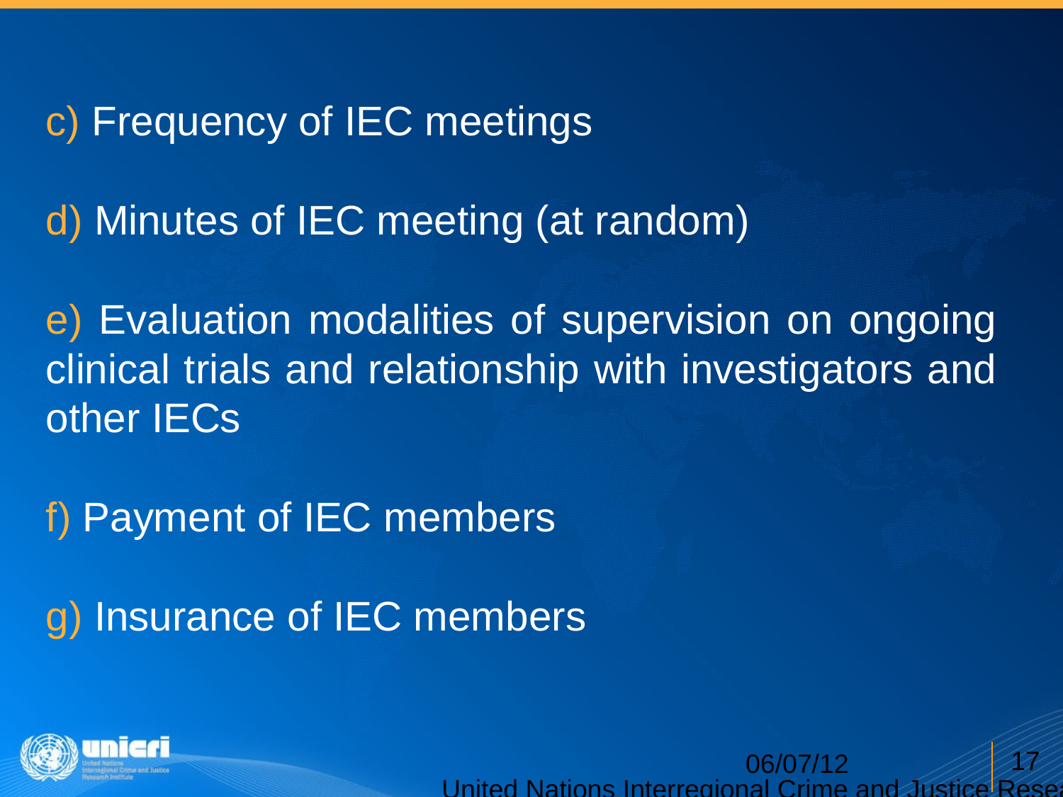c) Frequency of IEC meetings

d) Minutes of IEC meeting (at random)

e) Evaluation modalities of supervision on ongoing clinical trials and relationship with investigators and other IECs

f) Payment of IEC members

g) Insurance of IEC members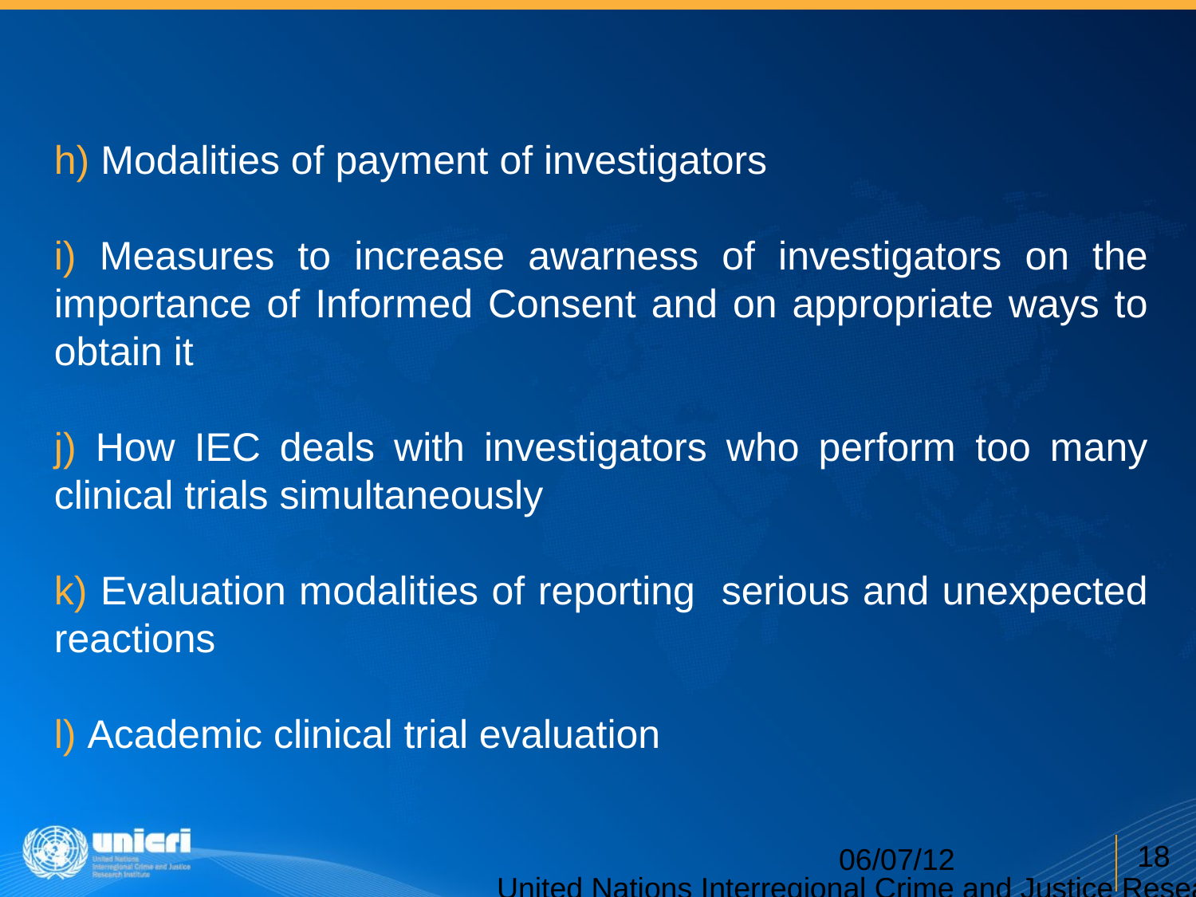h) Modalities of payment of investigators

i) Measures to increase awarness of investigators on the importance of Informed Consent and on appropriate ways to obtain it

j) How IEC deals with investigators who perform too many clinical trials simultaneously

k) Evaluation modalities of reporting  serious and unexpected reactions

l) Academic clinical trial evaluation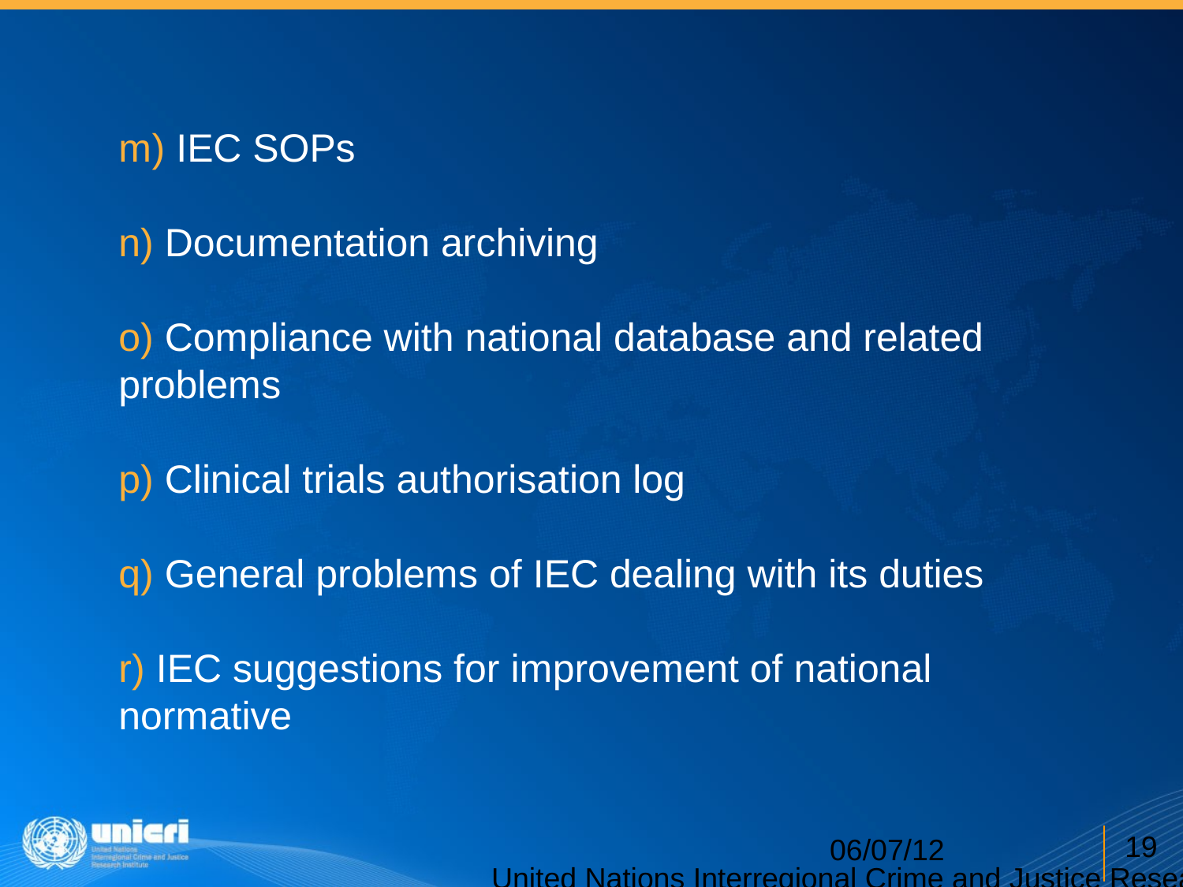m) IEC SOPs

n) Documentation archiving

o) Compliance with national database and related problems

p) Clinical trials authorisation log

q) General problems of IEC dealing with its duties

r) IEC suggestions for improvement of national normative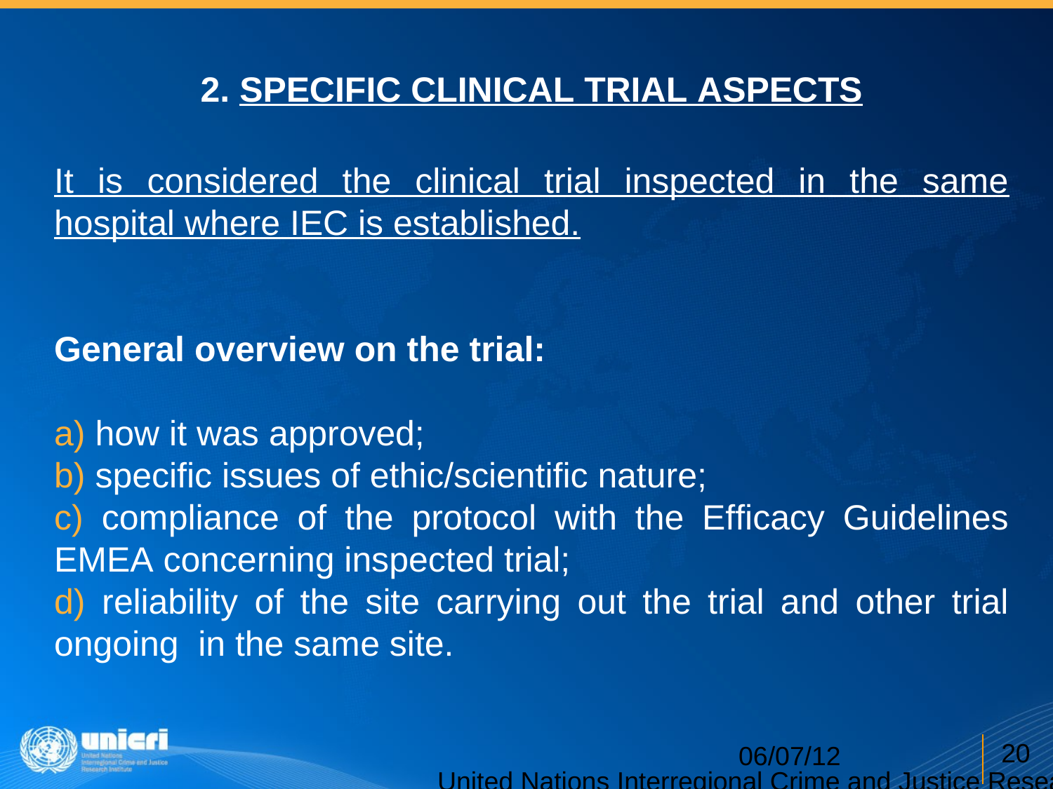## 2. SPECIFIC CLINICAL TRIAL ASPECTS

It is considered the clinical trial inspected in the same hospital where IEC is established.

**General overview on the trial:**

a) how it was approved;
b) specific issues of ethic/scientific nature;
c) compliance of the protocol with the Efficacy Guidelines EMEA concerning inspected trial;
d) reliability of the site carrying out the trial and other trial ongoing in the same site.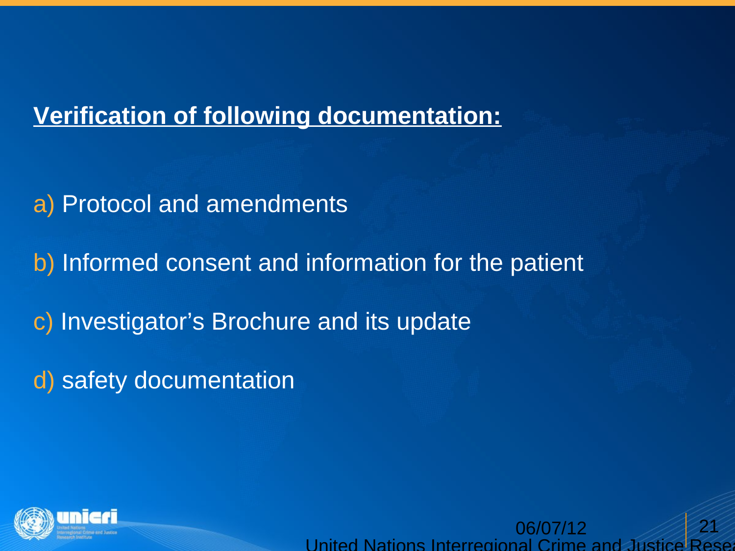**Verification of following documentation:**

a) Protocol and amendments

b) Informed consent and information for the patient

c) Investigator's Brochure and its update

d) safety documentation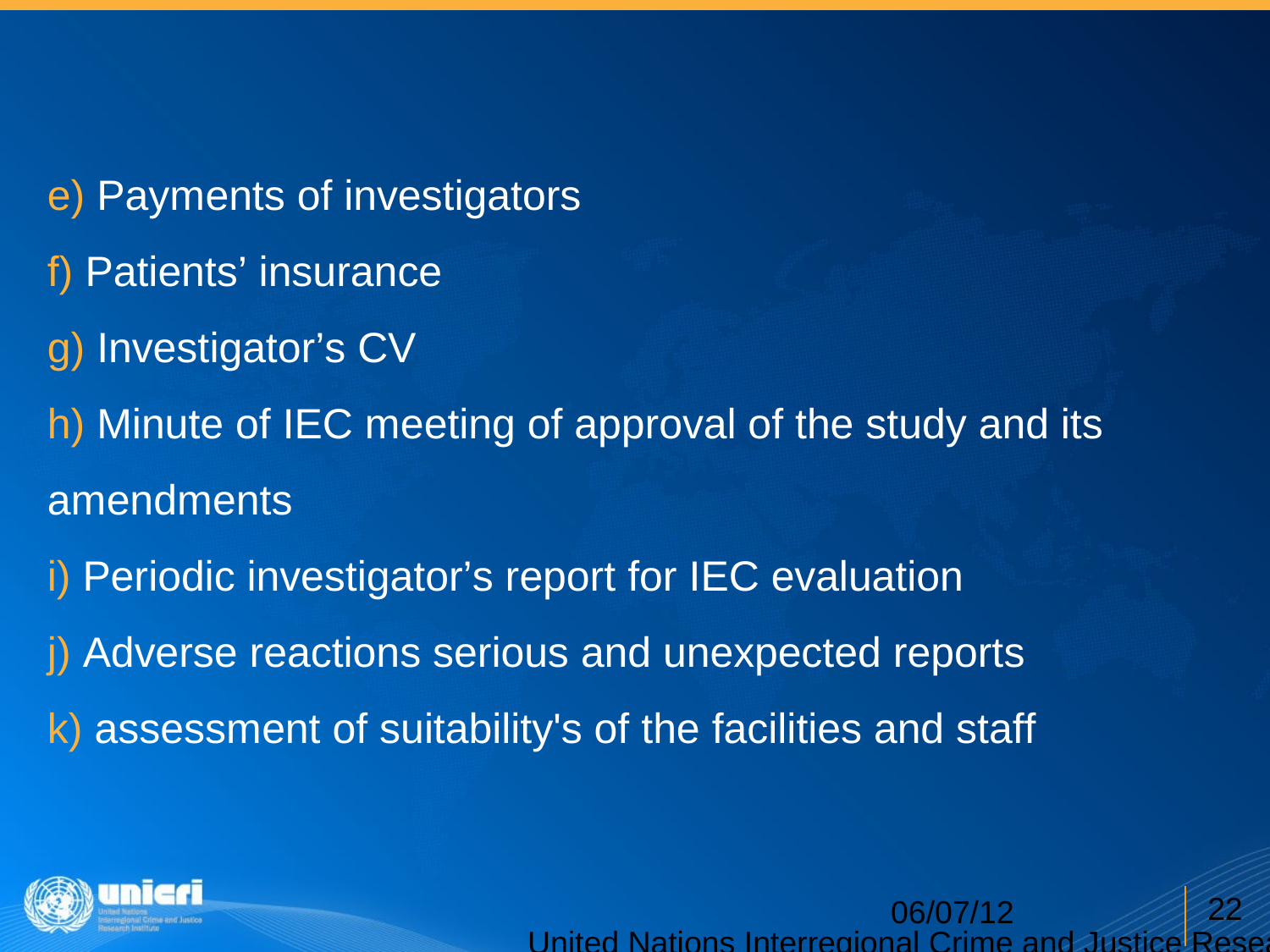e) Payments of investigators

f) Patients' insurance

g) Investigator's CV

h) Minute of IEC meeting of approval of the study and its amendments

i) Periodic investigator's report for IEC evaluation

j) Adverse reactions serious and unexpected reports

k) assessment of suitability's of the facilities and staff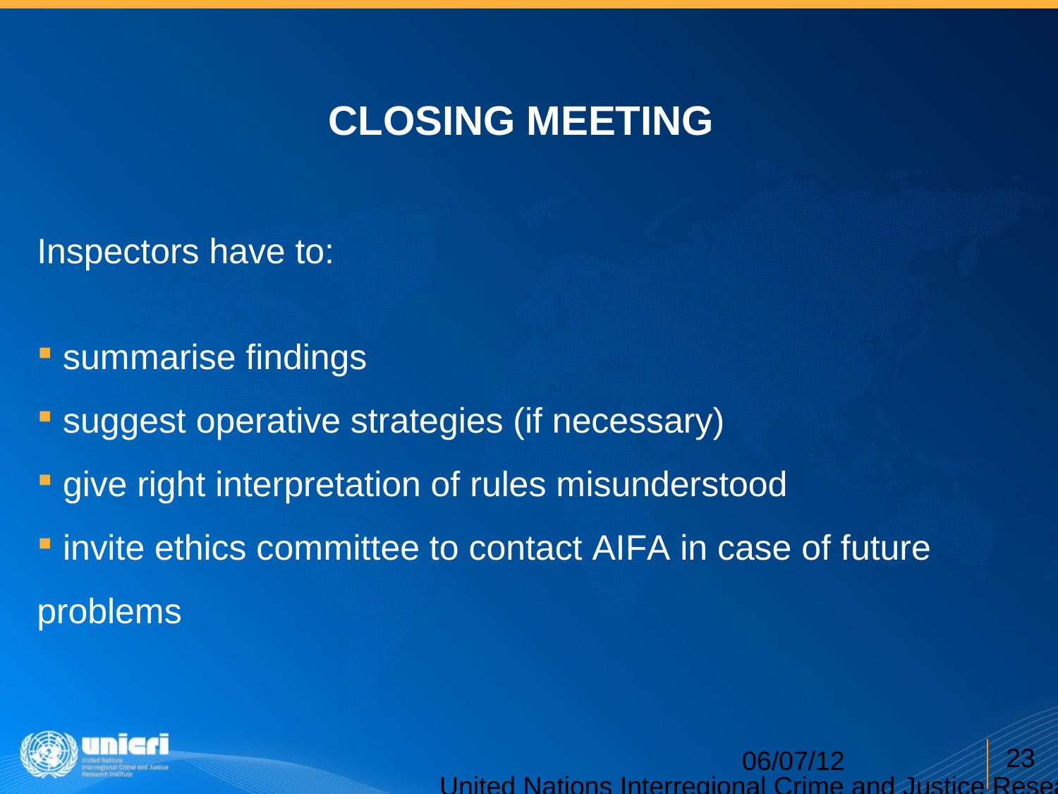# CLOSING MEETING

Inspectors have to:

- summarise findings
- suggest operative strategies (if necessary)
- give right interpretation of rules misunderstood
- invite ethics committee to contact AIFA in case of future problems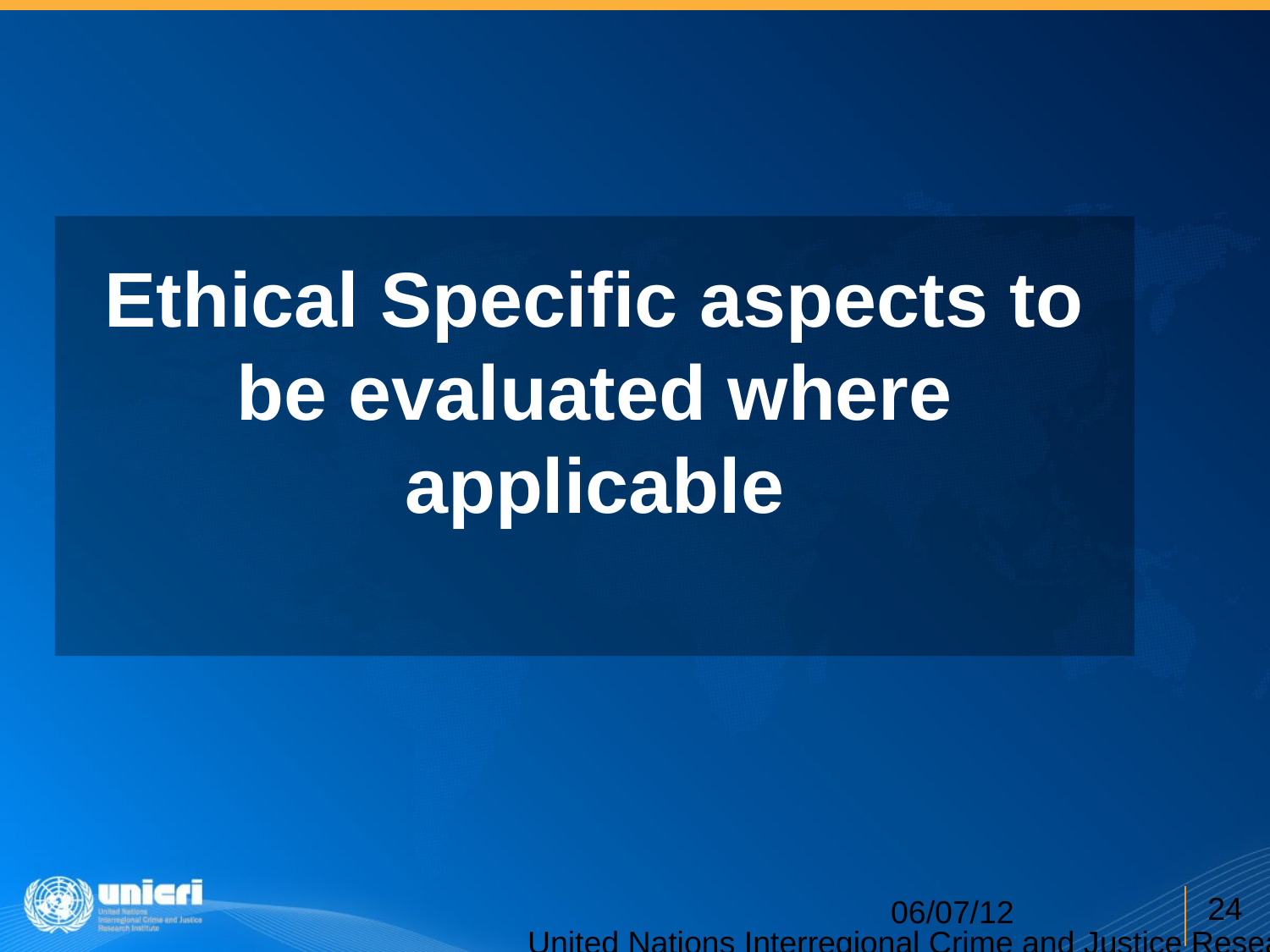# Ethical Specific aspects to be evaluated where applicable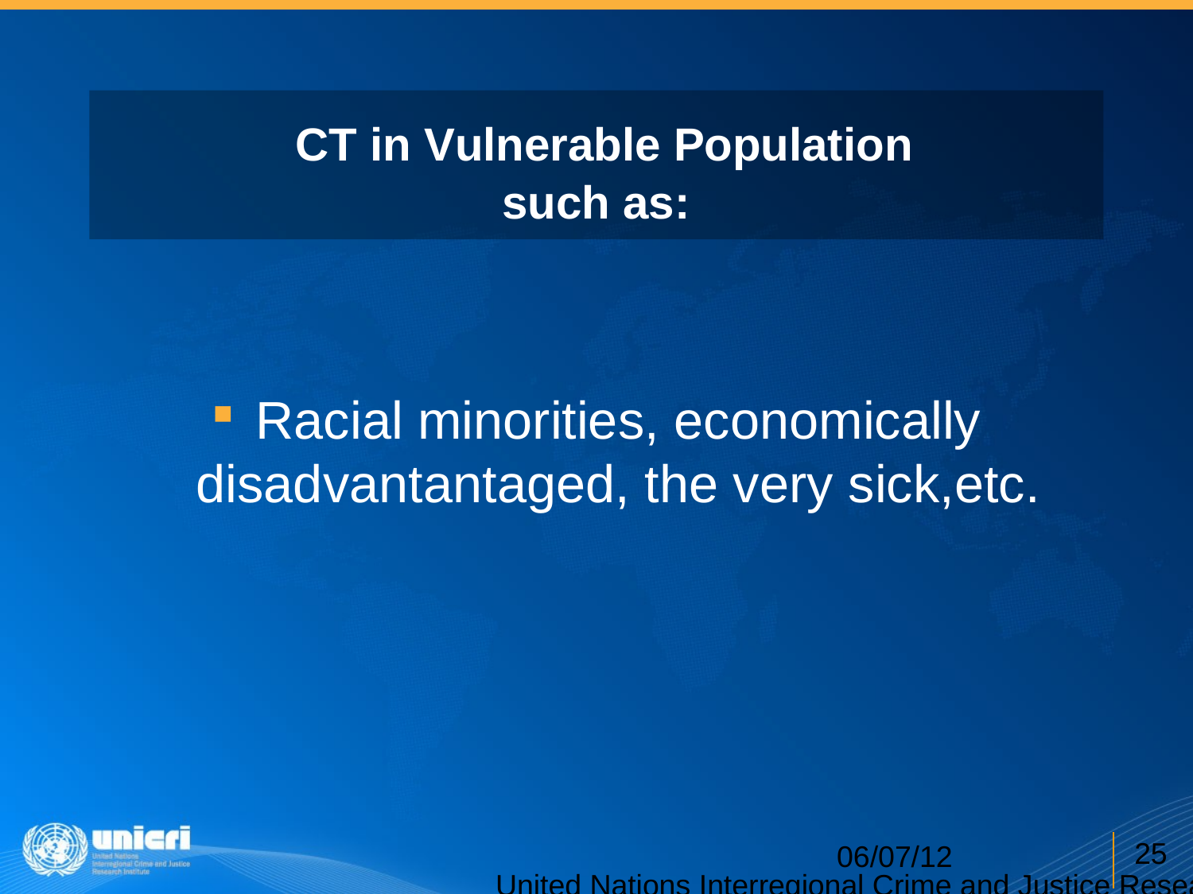# CT in Vulnerable Population such as:

- Racial minorities, economically disadvantantaged, the very sick,etc.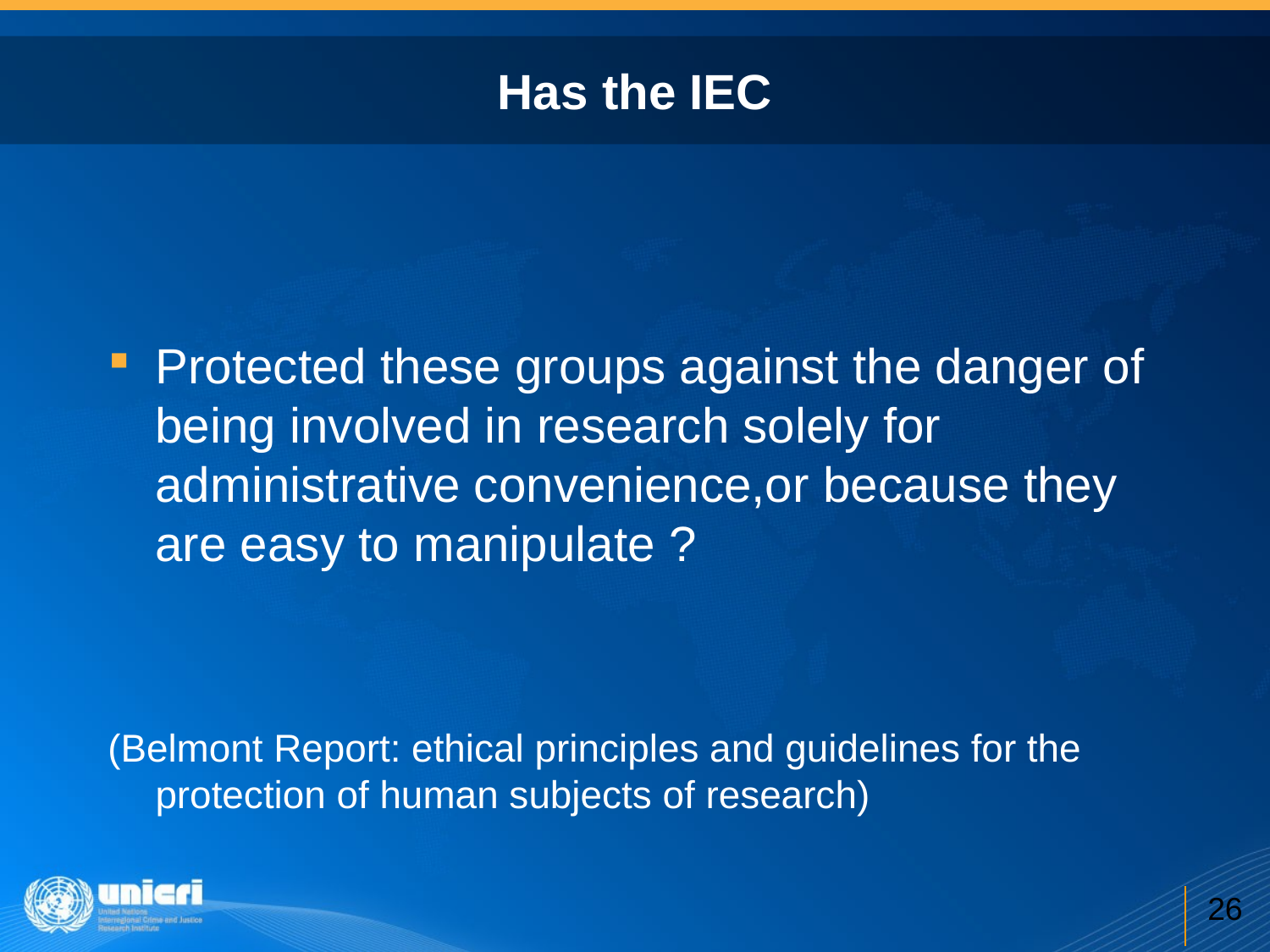# Has the IEC

- Protected these groups against the danger of being involved in research solely for administrative convenience,or because they are easy to manipulate ?

(Belmont Report: ethical principles and guidelines for the protection of human subjects of research)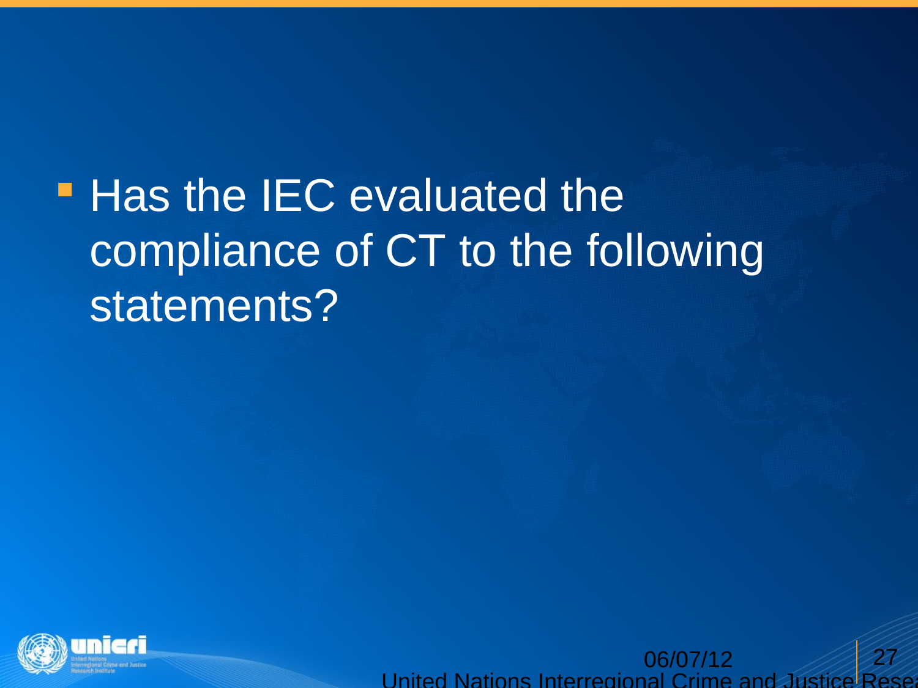- Has the IEC evaluated the compliance of CT to the following statements?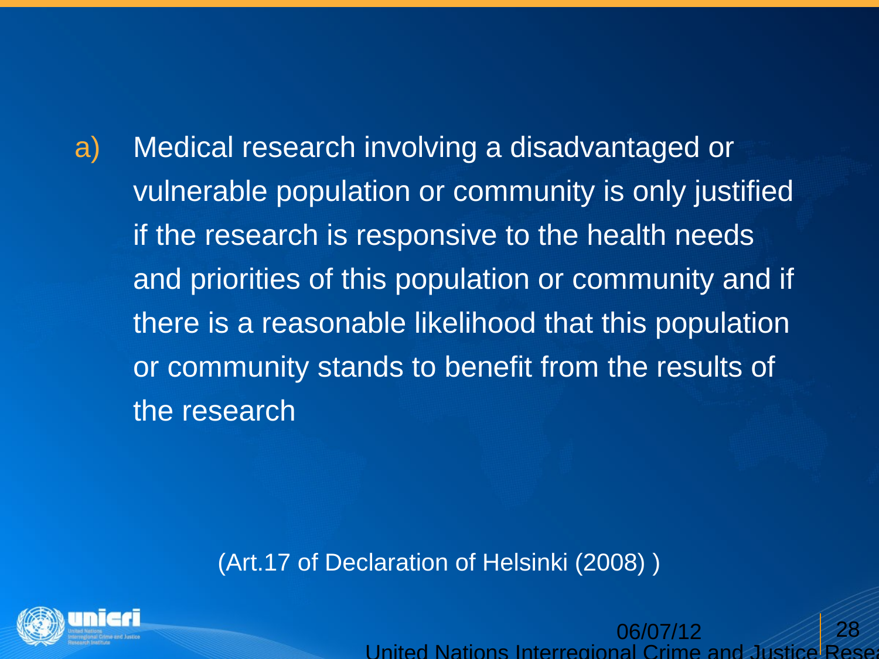a) Medical research involving a disadvantaged or vulnerable population or community is only justified if the research is responsive to the health needs and priorities of this population or community and if there is a reasonable likelihood that this population or community stands to benefit from the results of the research

(Art.17 of Declaration of Helsinki (2008) )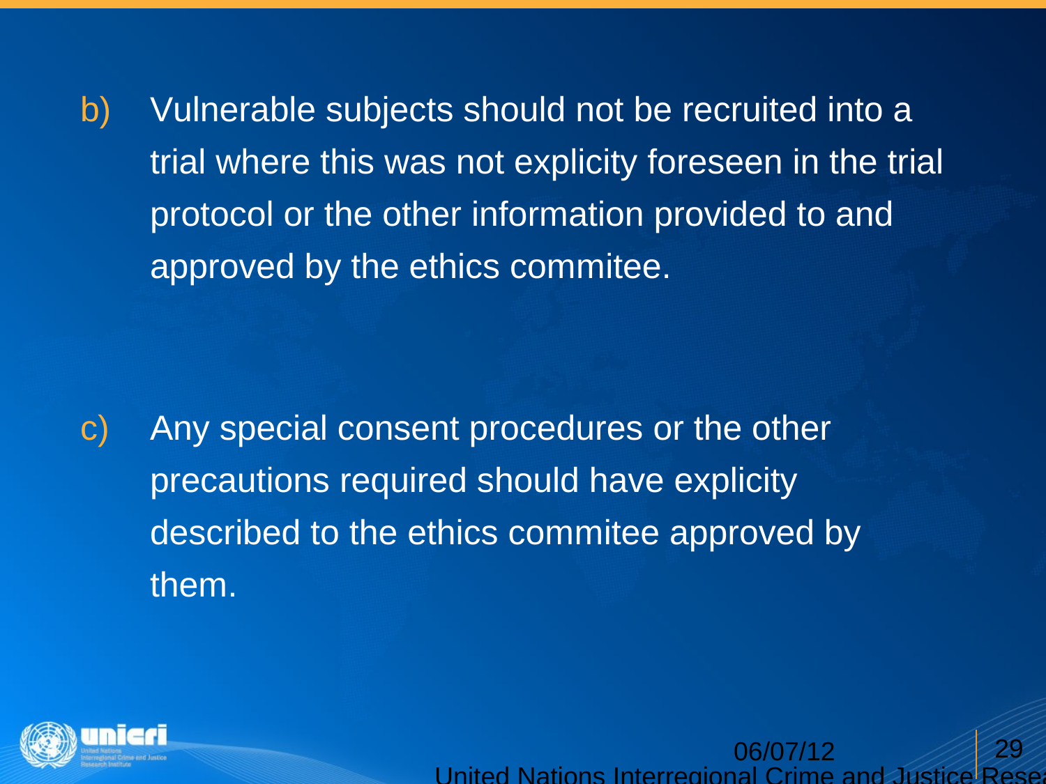b) Vulnerable subjects should not be recruited into a trial where this was not explicity foreseen in the trial protocol or the other information provided to and approved by the ethics commitee.

c) Any special consent procedures or the other precautions required should have explicity described to the ethics commitee approved by them.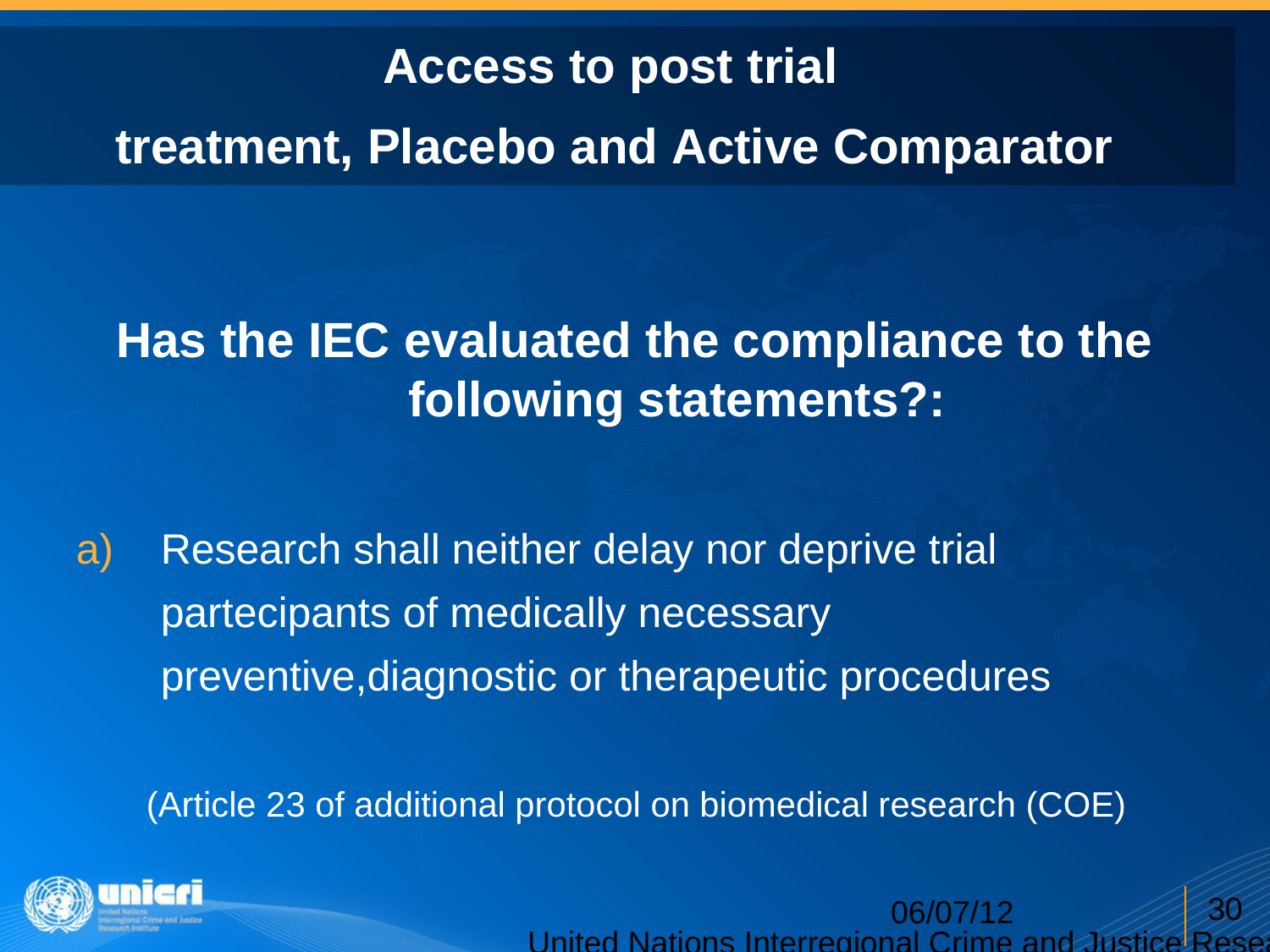# Access to post trial treatment, Placebo and Active Comparator

## Has the IEC evaluated the compliance to the following statements?:

a) Research shall neither delay nor deprive trial partecipants of medically necessary preventive,diagnostic or therapeutic procedures

(Article 23 of additional protocol on biomedical research (COE)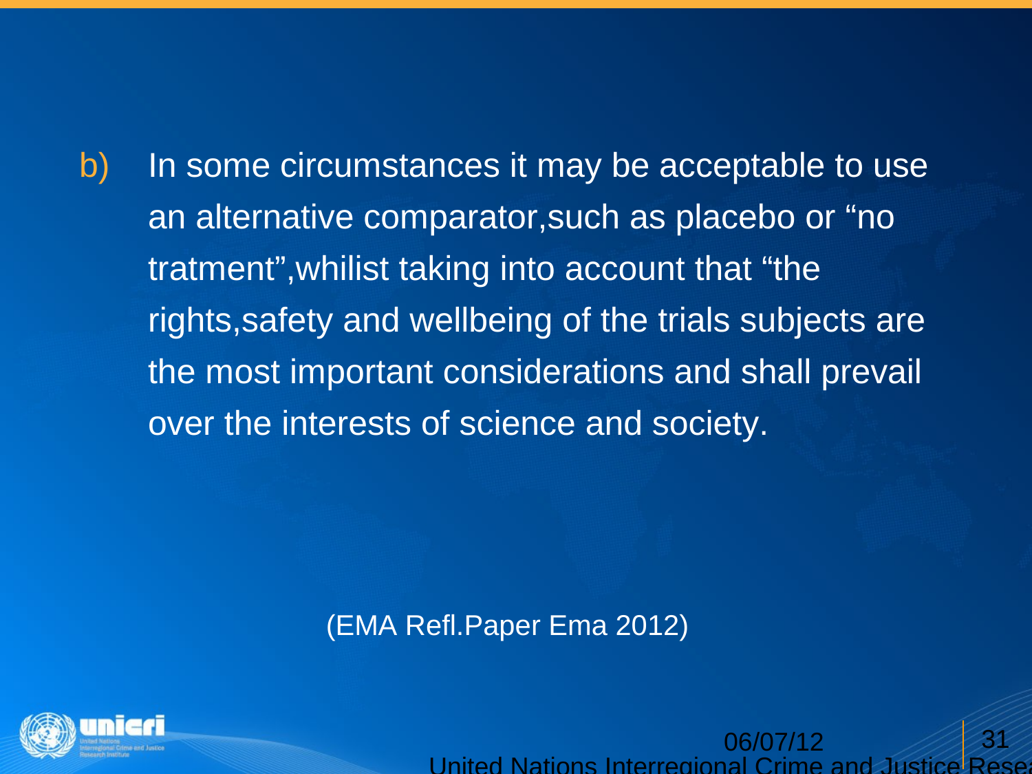b) In some circumstances it may be acceptable to use an alternative comparator,such as placebo or “no tratment”,whilist taking into account that “the rights,safety and wellbeing of the trials subjects are the most important considerations and shall prevail over the interests of science and society.

(EMA Refl.Paper Ema 2012)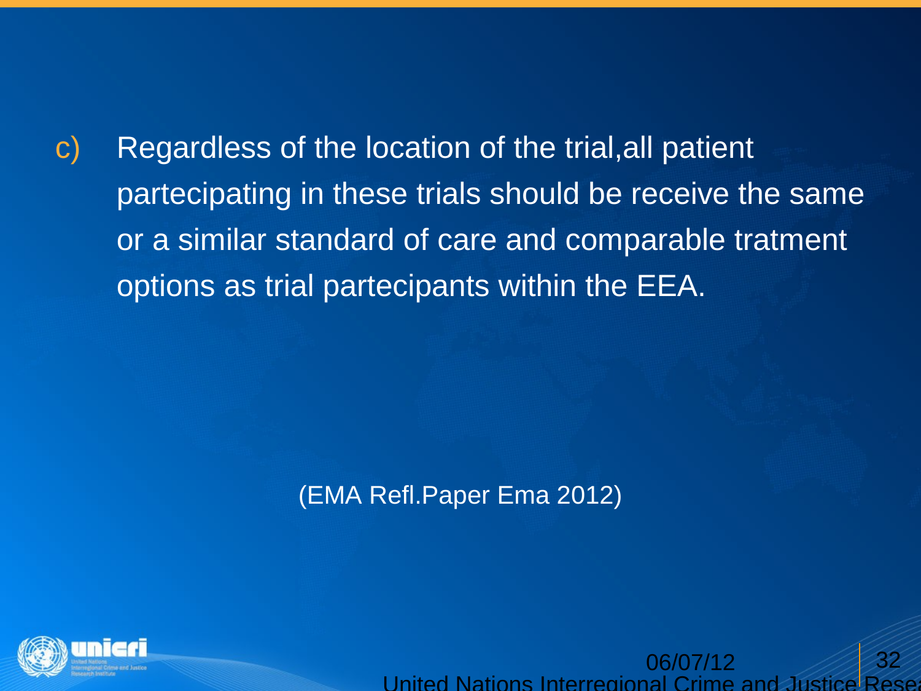c) Regardless of the location of the trial,all patient partecipating in these trials should be receive the same or a similar standard of care and comparable tratment options as trial partecipants within the EEA.

(EMA Refl.Paper Ema 2012)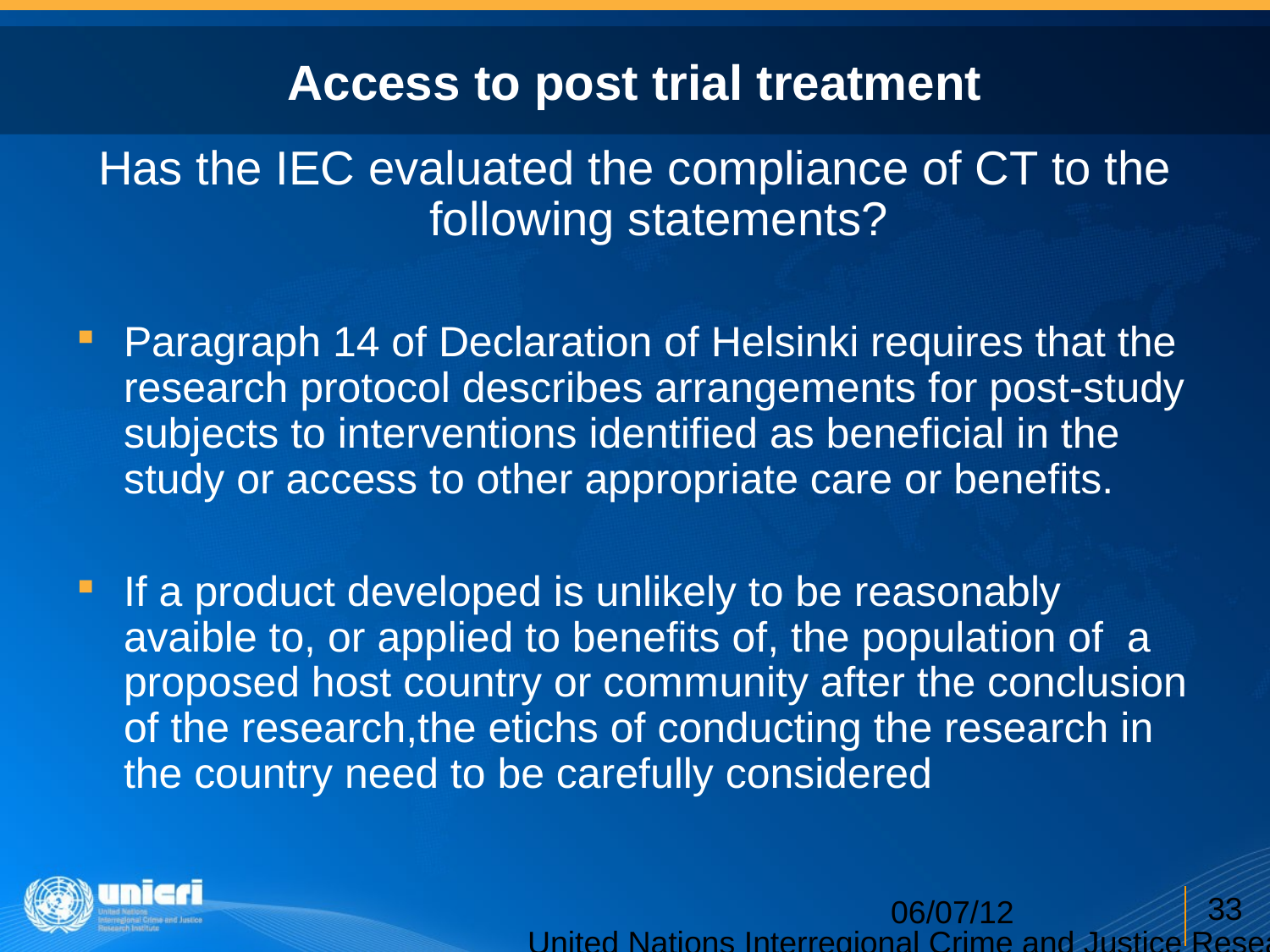# Access to post trial treatment

Has the IEC evaluated the compliance of CT to the following statements?

- Paragraph 14 of Declaration of Helsinki requires that the research protocol describes arrangements for post-study subjects to interventions identified as beneficial in the study or access to other appropriate care or benefits.

- If a product developed is unlikely to be reasonably avaible to, or applied to benefits of, the population of a proposed host country or community after the conclusion of the research,the etichs of conducting the research in the country need to be carefully considered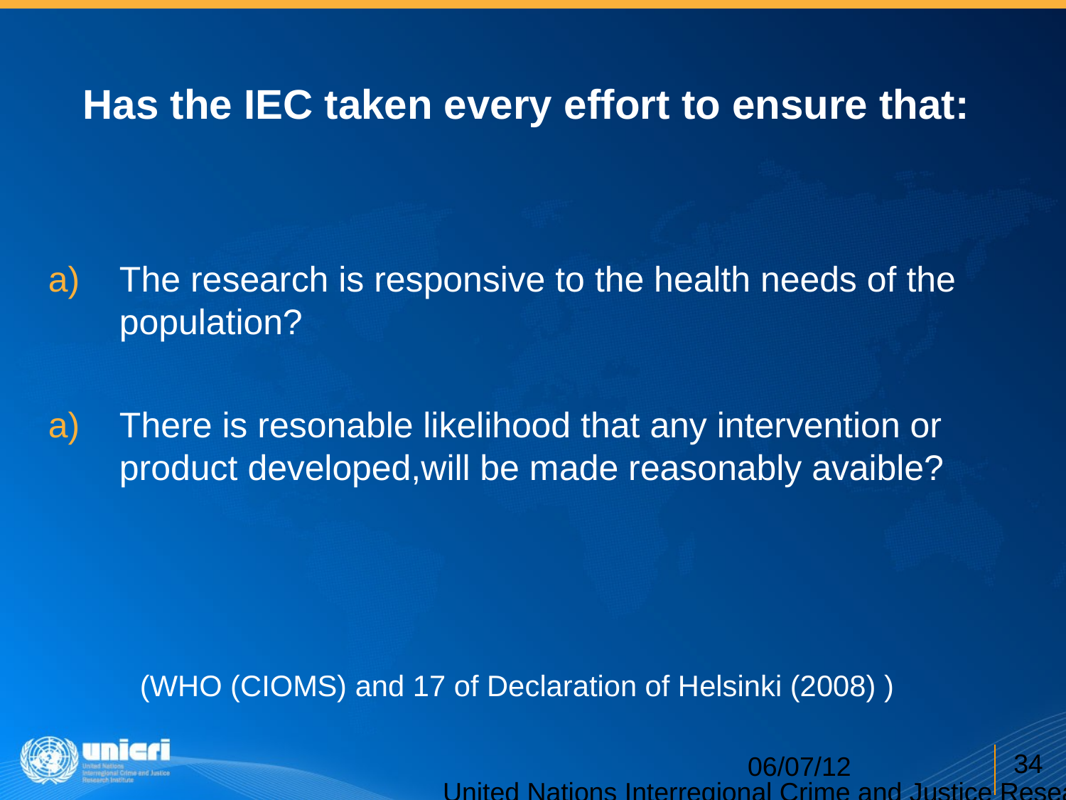# Has the IEC taken every effort to ensure that:

a) The research is responsive to the health needs of the population?

a) There is resonable likelihood that any intervention or product developed,will be made reasonably avaible?

(WHO (CIOMS) and 17 of Declaration of Helsinki (2008) )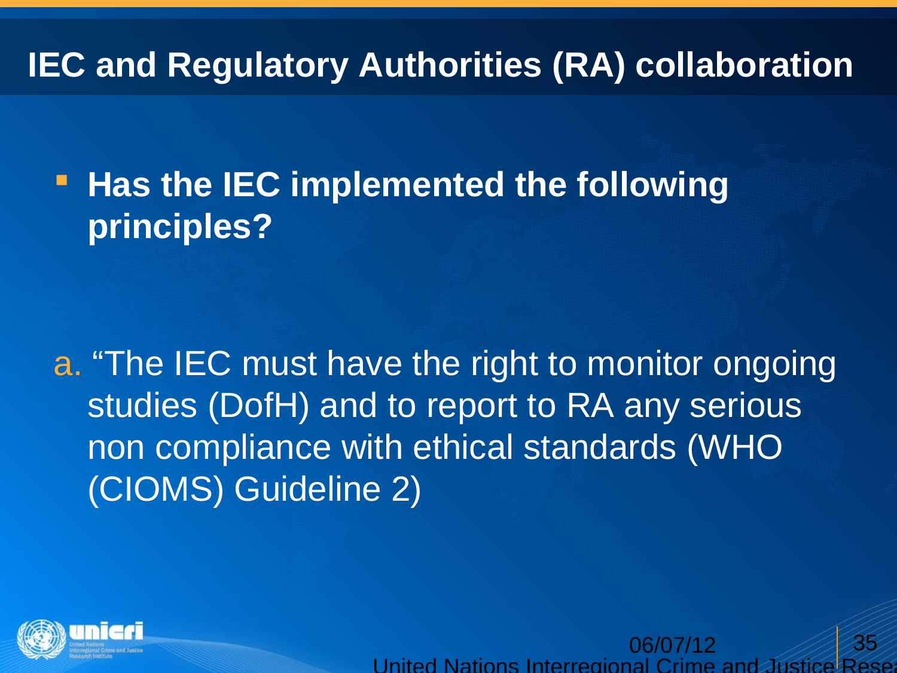# IEC and Regulatory Authorities (RA) collaboration

- **Has the IEC implemented the following principles?**

a. "The IEC must have the right to monitor ongoing studies (DofH) and to report to RA any serious non compliance with ethical standards (WHO (CIOMS) Guideline 2)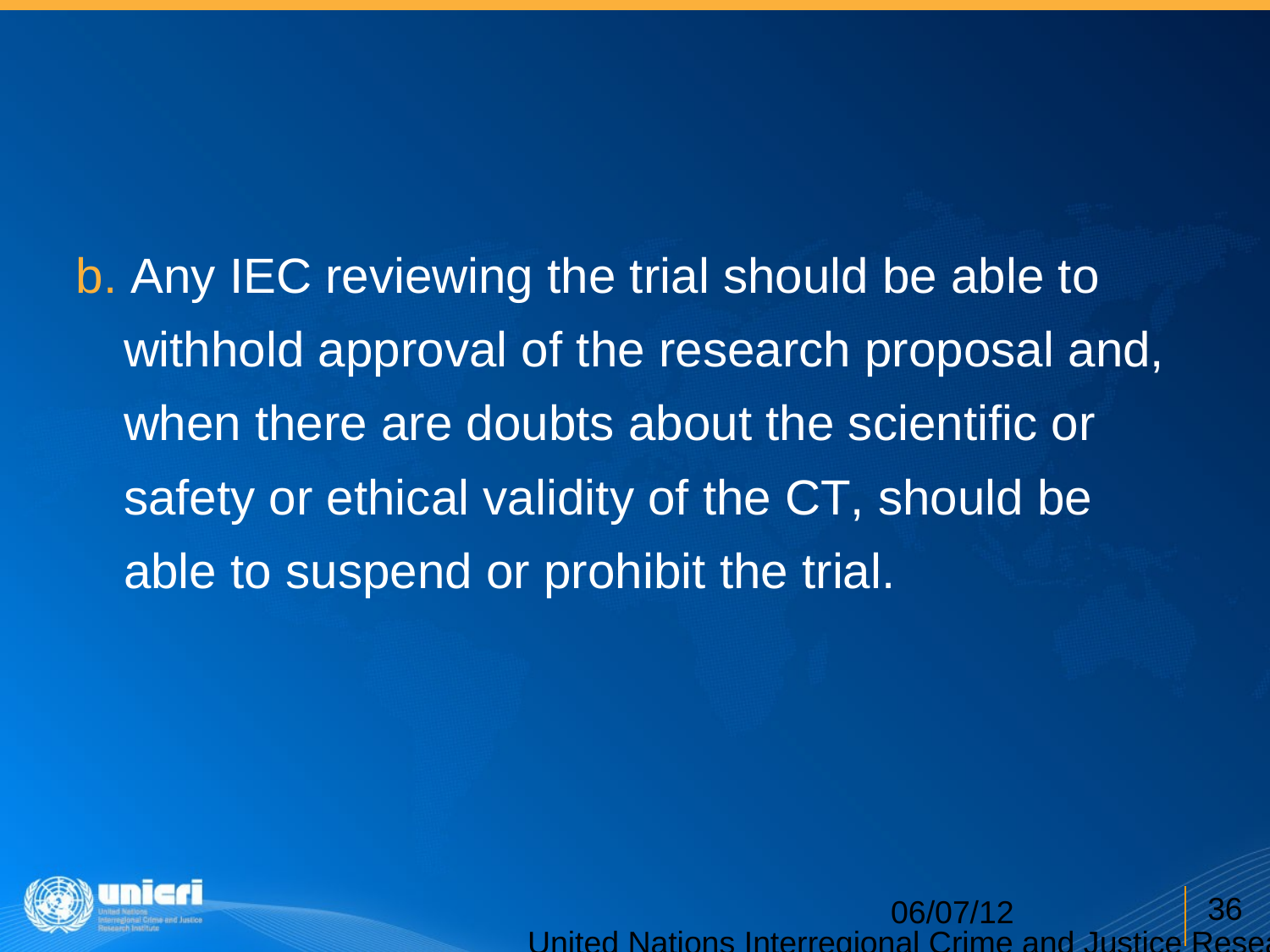b. Any IEC reviewing the trial should be able to withhold approval of the research proposal and, when there are doubts about the scientific or safety or ethical validity of the CT, should be able to suspend or prohibit the trial.